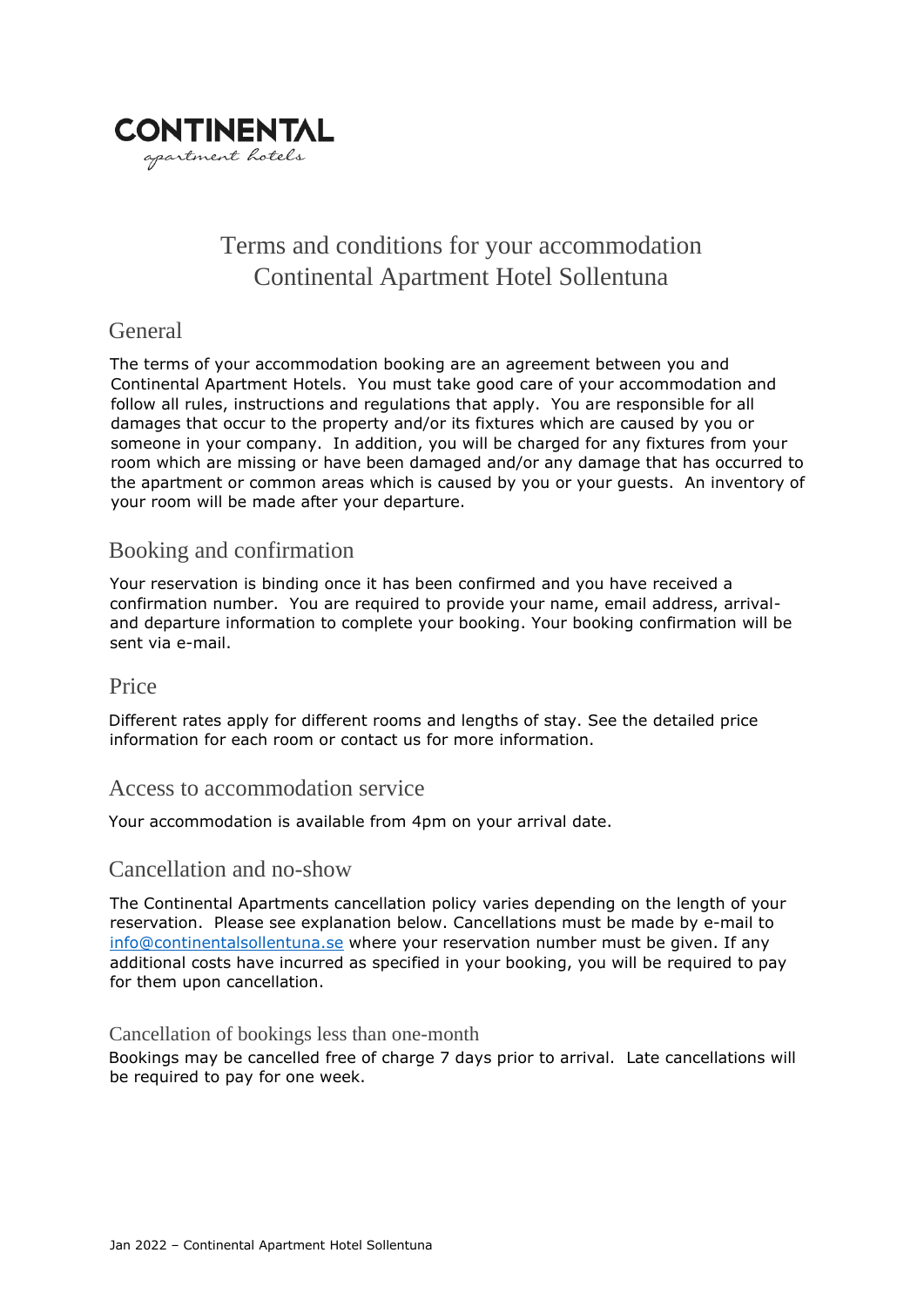**CONTINENTAL**
*apartment hotels*

# Terms and conditions for your accommodation Continental Apartment Hotel Sollentuna

## General

The terms of your accommodation booking are an agreement between you and Continental Apartment Hotels. You must take good care of your accommodation and follow all rules, instructions and regulations that apply. You are responsible for all damages that occur to the property and/or its fixtures which are caused by you or someone in your company. In addition, you will be charged for any fixtures from your room which are missing or have been damaged and/or any damage that has occurred to the apartment or common areas which is caused by you or your guests. An inventory of your room will be made after your departure.

## Booking and confirmation

Your reservation is binding once it has been confirmed and you have received a confirmation number. You are required to provide your name, email address, arrival- and departure information to complete your booking. Your booking confirmation will be sent via e-mail.

## Price

Different rates apply for different rooms and lengths of stay. See the detailed price information for each room or contact us for more information.

## Access to accommodation service

Your accommodation is available from 4pm on your arrival date.

## Cancellation and no-show

The Continental Apartments cancellation policy varies depending on the length of your reservation. Please see explanation below. Cancellations must be made by e-mail to info@continentalsollentuna.se where your reservation number must be given. If any additional costs have incurred as specified in your booking, you will be required to pay for them upon cancellation.

### Cancellation of bookings less than one-month

Bookings may be cancelled free of charge 7 days prior to arrival. Late cancellations will be required to pay for one week.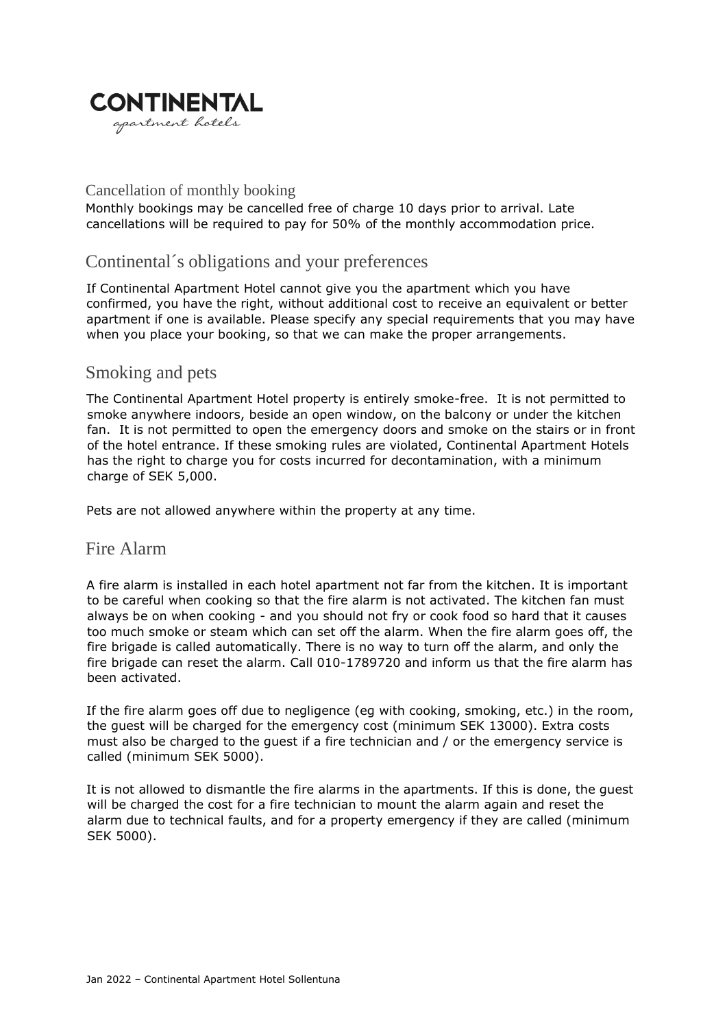CONTINENTAL

*apartment hotels*

## Cancellation of monthly booking

Monthly bookings may be cancelled free of charge 10 days prior to arrival. Late cancellations will be required to pay for 50% of the monthly accommodation price.

## Continental´s obligations and your preferences

If Continental Apartment Hotel cannot give you the apartment which you have confirmed, you have the right, without additional cost to receive an equivalent or better apartment if one is available. Please specify any special requirements that you may have when you place your booking, so that we can make the proper arrangements.

## Smoking and pets

The Continental Apartment Hotel property is entirely smoke-free. It is not permitted to smoke anywhere indoors, beside an open window, on the balcony or under the kitchen fan. It is not permitted to open the emergency doors and smoke on the stairs or in front of the hotel entrance. If these smoking rules are violated, Continental Apartment Hotels has the right to charge you for costs incurred for decontamination, with a minimum charge of SEK 5,000.

Pets are not allowed anywhere within the property at any time.

## Fire Alarm

A fire alarm is installed in each hotel apartment not far from the kitchen. It is important to be careful when cooking so that the fire alarm is not activated. The kitchen fan must always be on when cooking - and you should not fry or cook food so hard that it causes too much smoke or steam which can set off the alarm. When the fire alarm goes off, the fire brigade is called automatically. There is no way to turn off the alarm, and only the fire brigade can reset the alarm. Call 010-1789720 and inform us that the fire alarm has been activated.

If the fire alarm goes off due to negligence (eg with cooking, smoking, etc.) in the room, the guest will be charged for the emergency cost (minimum SEK 13000). Extra costs must also be charged to the guest if a fire technician and / or the emergency service is called (minimum SEK 5000).

It is not allowed to dismantle the fire alarms in the apartments. If this is done, the guest will be charged the cost for a fire technician to mount the alarm again and reset the alarm due to technical faults, and for a property emergency if they are called (minimum SEK 5000).

Jan 2022 – Continental Apartment Hotel Sollentuna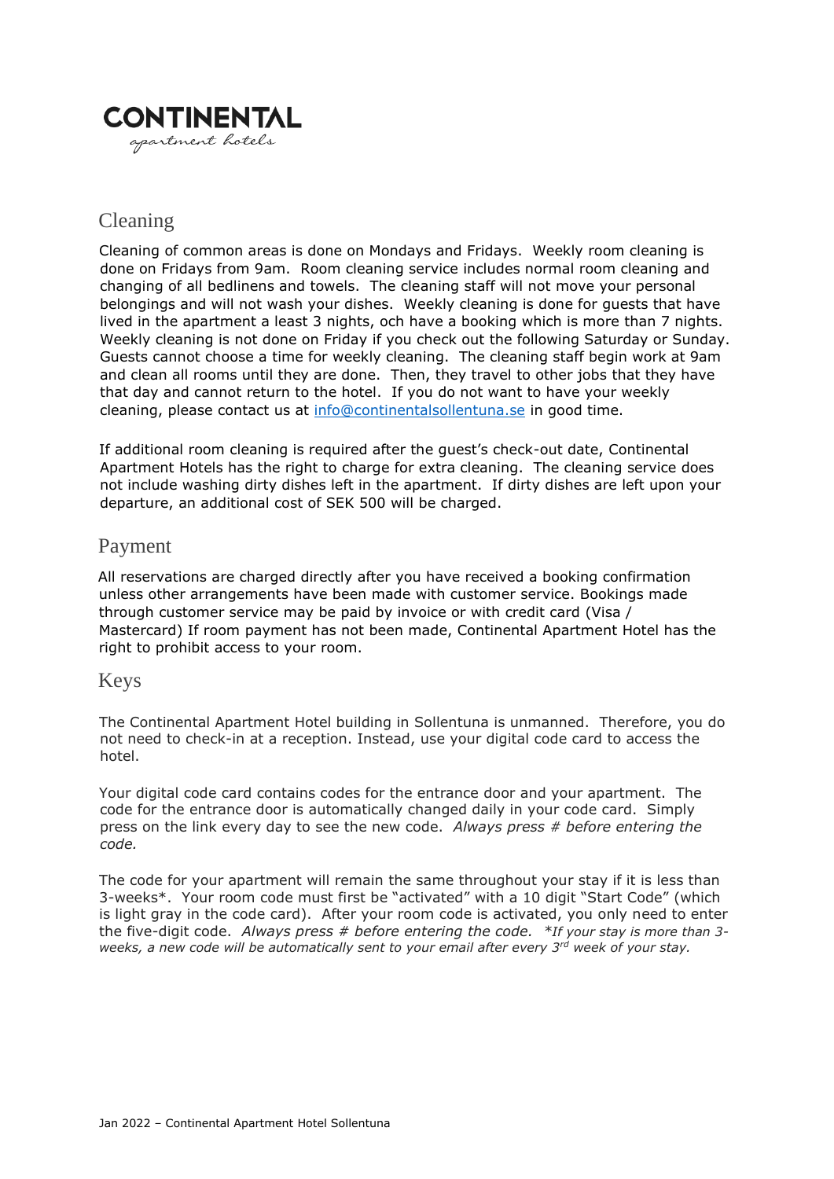**CONTINENTAL**
*apartment hotels*

## Cleaning

Cleaning of common areas is done on Mondays and Fridays. Weekly room cleaning is done on Fridays from 9am. Room cleaning service includes normal room cleaning and changing of all bedlinens and towels. The cleaning staff will not move your personal belongings and will not wash your dishes. Weekly cleaning is done for guests that have lived in the apartment a least 3 nights, och have a booking which is more than 7 nights. Weekly cleaning is not done on Friday if you check out the following Saturday or Sunday. Guests cannot choose a time for weekly cleaning. The cleaning staff begin work at 9am and clean all rooms until they are done. Then, they travel to other jobs that they have that day and cannot return to the hotel. If you do not want to have your weekly cleaning, please contact us at info@continentalsollentuna.se in good time.

If additional room cleaning is required after the guest's check-out date, Continental Apartment Hotels has the right to charge for extra cleaning. The cleaning service does not include washing dirty dishes left in the apartment. If dirty dishes are left upon your departure, an additional cost of SEK 500 will be charged.

## Payment

All reservations are charged directly after you have received a booking confirmation unless other arrangements have been made with customer service. Bookings made through customer service may be paid by invoice or with credit card (Visa / Mastercard) If room payment has not been made, Continental Apartment Hotel has the right to prohibit access to your room.

## Keys

The Continental Apartment Hotel building in Sollentuna is unmanned. Therefore, you do not need to check-in at a reception. Instead, use your digital code card to access the hotel.

Your digital code card contains codes for the entrance door and your apartment. The code for the entrance door is automatically changed daily in your code card. Simply press on the link every day to see the new code. *Always press # before entering the code.*

The code for your apartment will remain the same throughout your stay if it is less than 3-weeks*. Your room code must first be "activated" with a 10 digit "Start Code" (which is light gray in the code card). After your room code is activated, you only need to enter the five-digit code. *Always press # before entering the code.* *\*If your stay is more than 3-weeks, a new code will be automatically sent to your email after every 3rd week of your stay.*

Jan 2022 – Continental Apartment Hotel Sollentuna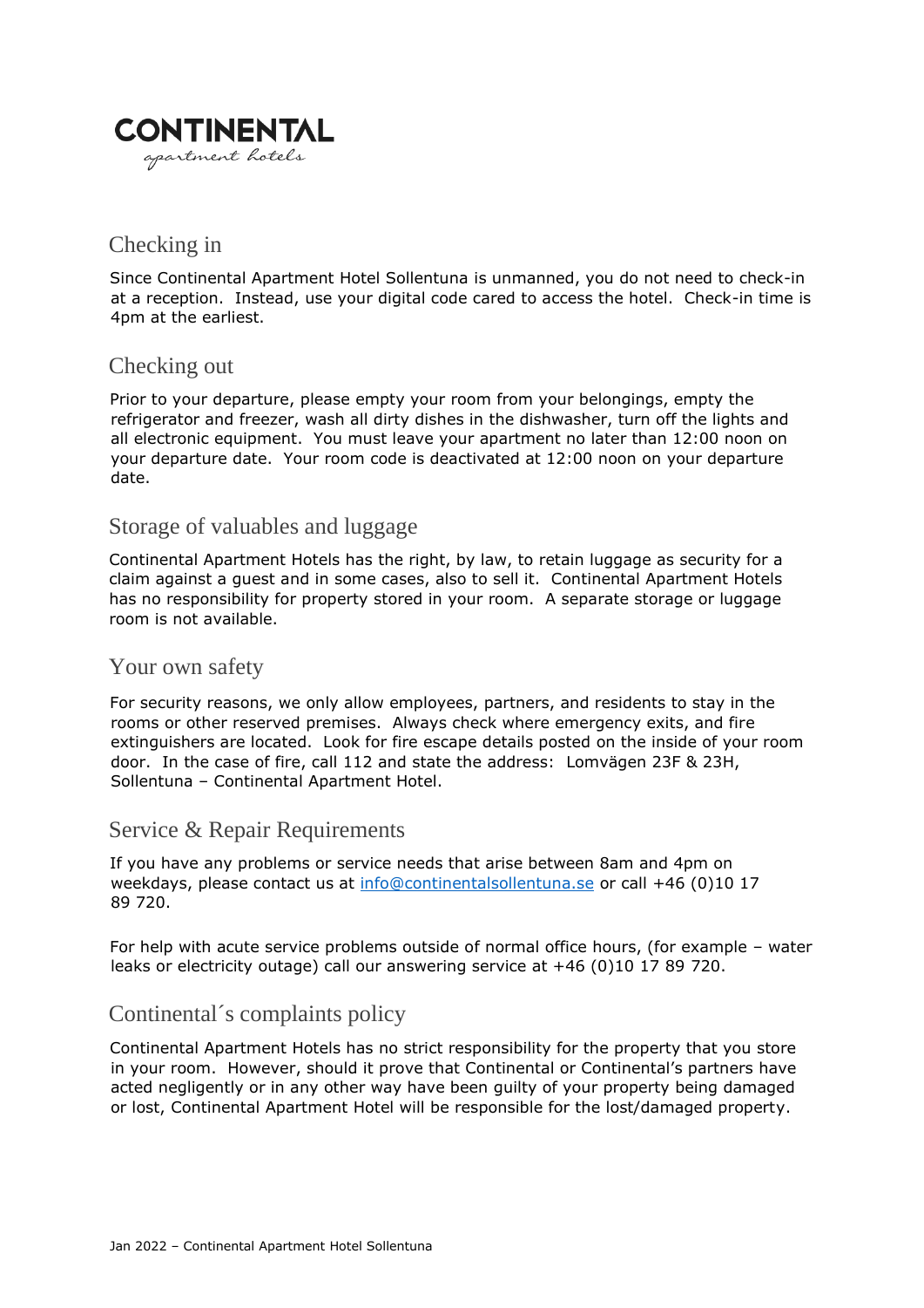**CONTINENTAL**
*apartment hotels*

## Checking in

Since Continental Apartment Hotel Sollentuna is unmanned, you do not need to check-in at a reception. Instead, use your digital code cared to access the hotel. Check-in time is 4pm at the earliest.

## Checking out

Prior to your departure, please empty your room from your belongings, empty the refrigerator and freezer, wash all dirty dishes in the dishwasher, turn off the lights and all electronic equipment. You must leave your apartment no later than 12:00 noon on your departure date. Your room code is deactivated at 12:00 noon on your departure date.

## Storage of valuables and luggage

Continental Apartment Hotels has the right, by law, to retain luggage as security for a claim against a guest and in some cases, also to sell it. Continental Apartment Hotels has no responsibility for property stored in your room. A separate storage or luggage room is not available.

## Your own safety

For security reasons, we only allow employees, partners, and residents to stay in the rooms or other reserved premises. Always check where emergency exits, and fire extinguishers are located. Look for fire escape details posted on the inside of your room door. In the case of fire, call 112 and state the address: Lomvägen 23F & 23H, Sollentuna – Continental Apartment Hotel.

## Service & Repair Requirements

If you have any problems or service needs that arise between 8am and 4pm on weekdays, please contact us at info@continentalsollentuna.se or call +46 (0)10 17 89 720.

For help with acute service problems outside of normal office hours, (for example – water leaks or electricity outage) call our answering service at +46 (0)10 17 89 720.

## Continental´s complaints policy

Continental Apartment Hotels has no strict responsibility for the property that you store in your room. However, should it prove that Continental or Continental's partners have acted negligently or in any other way have been guilty of your property being damaged or lost, Continental Apartment Hotel will be responsible for the lost/damaged property.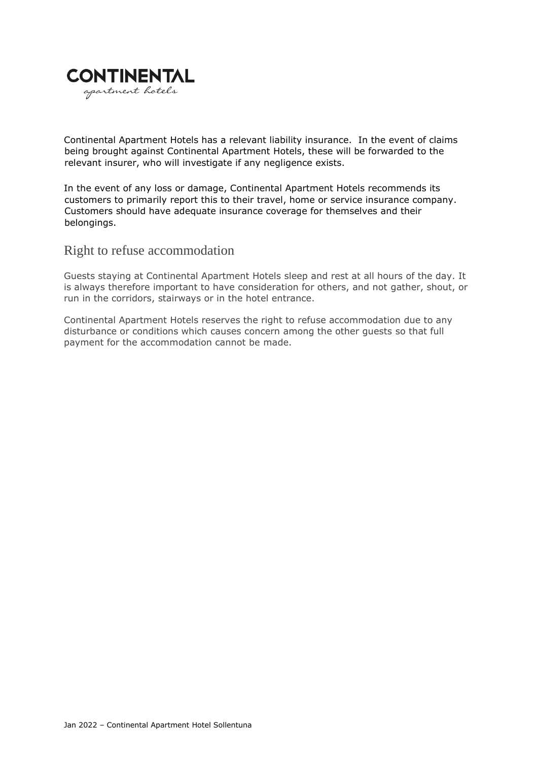Continental Apartment Hotels has a relevant liability insurance. In the event of claims being brought against Continental Apartment Hotels, these will be forwarded to the relevant insurer, who will investigate if any negligence exists.

In the event of any loss or damage, Continental Apartment Hotels recommends its customers to primarily report this to their travel, home or service insurance company. Customers should have adequate insurance coverage for themselves and their belongings.

## Right to refuse accommodation

Guests staying at Continental Apartment Hotels sleep and rest at all hours of the day. It is always therefore important to have consideration for others, and not gather, shout, or run in the corridors, stairways or in the hotel entrance.

Continental Apartment Hotels reserves the right to refuse accommodation due to any disturbance or conditions which causes concern among the other guests so that full payment for the accommodation cannot be made.

Jan 2022 – Continental Apartment Hotel Sollentuna